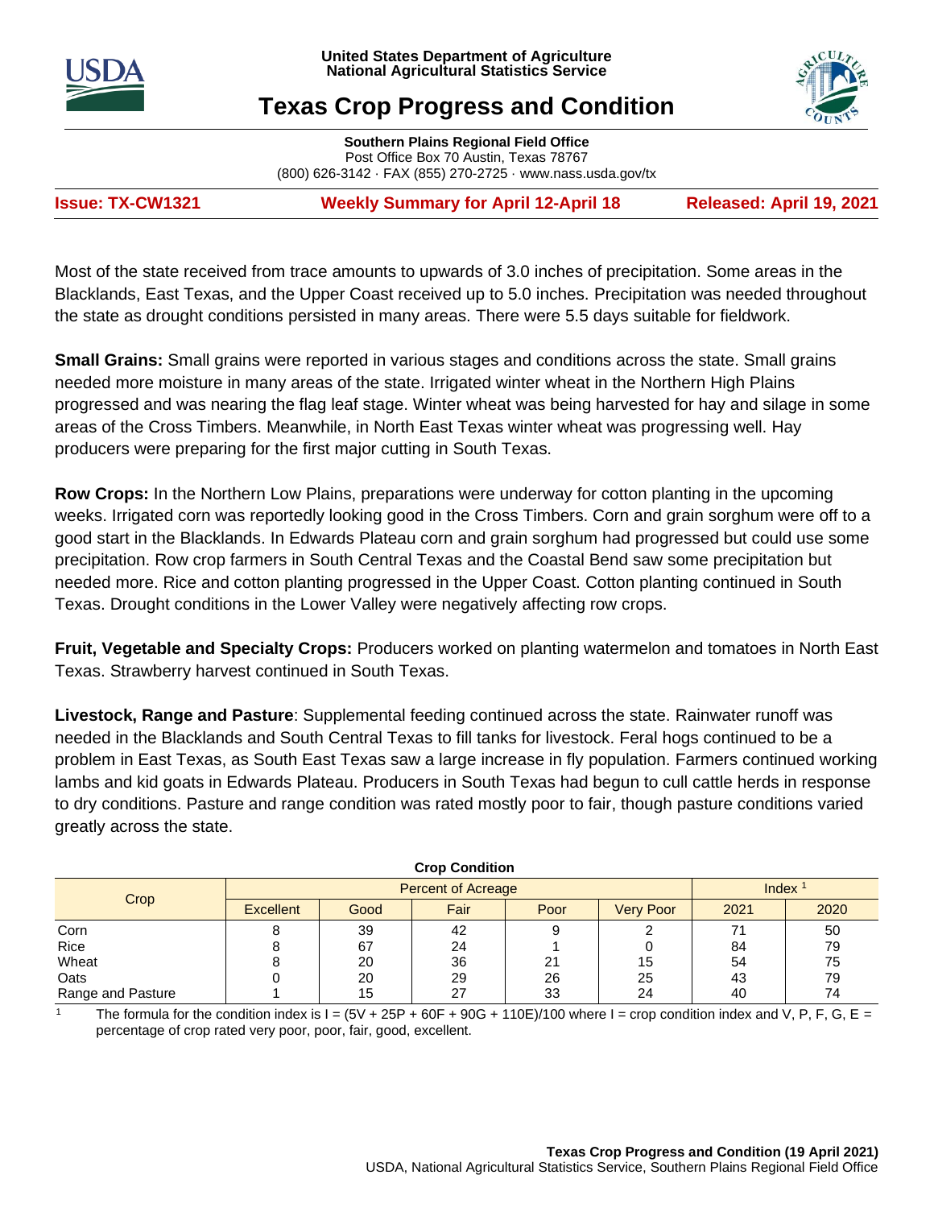United States Department of Agriculture
National Agricultural Statistics Service

# Texas Crop Progress and Condition

**Southern Plains Regional Field Office**
Post Office Box 70 Austin, Texas 78767
(800) 626-3142 · FAX (855) 270-2725 · www.nass.usda.gov/tx

**Issue: TX-CW1321** | **Weekly Summary for April 12-April 18** | **Released: April 19, 2021**

Most of the state received from trace amounts to upwards of 3.0 inches of precipitation. Some areas in the Blacklands, East Texas, and the Upper Coast received up to 5.0 inches. Precipitation was needed throughout the state as drought conditions persisted in many areas. There were 5.5 days suitable for fieldwork.

**Small Grains:** Small grains were reported in various stages and conditions across the state. Small grains needed more moisture in many areas of the state. Irrigated winter wheat in the Northern High Plains progressed and was nearing the flag leaf stage. Winter wheat was being harvested for hay and silage in some areas of the Cross Timbers. Meanwhile, in North East Texas winter wheat was progressing well. Hay producers were preparing for the first major cutting in South Texas.

**Row Crops:** In the Northern Low Plains, preparations were underway for cotton planting in the upcoming weeks. Irrigated corn was reportedly looking good in the Cross Timbers. Corn and grain sorghum were off to a good start in the Blacklands. In Edwards Plateau corn and grain sorghum had progressed but could use some precipitation. Row crop farmers in South Central Texas and the Coastal Bend saw some precipitation but needed more. Rice and cotton planting progressed in the Upper Coast. Cotton planting continued in South Texas. Drought conditions in the Lower Valley were negatively affecting row crops.

**Fruit, Vegetable and Specialty Crops:** Producers worked on planting watermelon and tomatoes in North East Texas. Strawberry harvest continued in South Texas.

**Livestock, Range and Pasture**: Supplemental feeding continued across the state. Rainwater runoff was needed in the Blacklands and South Central Texas to fill tanks for livestock. Feral hogs continued to be a problem in East Texas, as South East Texas saw a large increase in fly population. Farmers continued working lambs and kid goats in Edwards Plateau. Producers in South Texas had begun to cull cattle herds in response to dry conditions. Pasture and range condition was rated mostly poor to fair, though pasture conditions varied greatly across the state.

**Crop Condition**

| Crop | Percent of Acreage | | | | | Index [1] | |
|---|---|---|---|---|---|---|---|
| | Excellent | Good | Fair | Poor | Very Poor | 2021 | 2020 |
| Corn | 8 | 39 | 42 | 9 | 2 | 71 | 50 |
| Rice | 8 | 67 | 24 | 1 | 0 | 84 | 79 |
| Wheat | 8 | 20 | 36 | 21 | 15 | 54 | 75 |
| Oats | 0 | 20 | 29 | 26 | 25 | 43 | 79 |
| Range and Pasture | 1 | 15 | 27 | 33 | 24 | 40 | 74 |

[1] The formula for the condition index is I = (5V + 25P + 60F + 90G + 110E)/100 where I = crop condition index and V, P, F, G, E = percentage of crop rated very poor, poor, fair, good, excellent.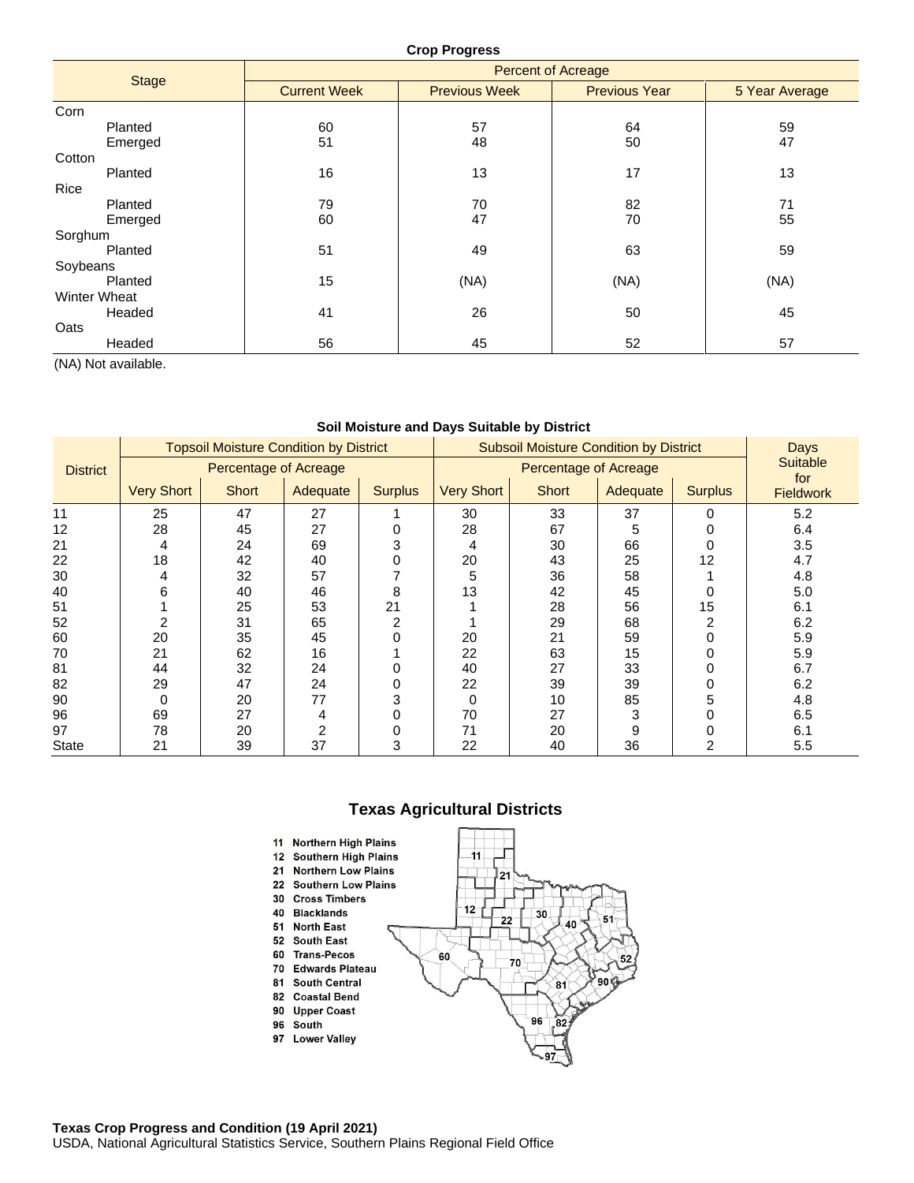## Crop Progress

| Stage | Percent of Acreage | | | |
|---|---|---|---|---|
| | Current Week | Previous Week | Previous Year | 5 Year Average |
| Corn | | | | |
| Planted | 60 | 57 | 64 | 59 |
| Emerged | 51 | 48 | 50 | 47 |
| Cotton | | | | |
| Planted | 16 | 13 | 17 | 13 |
| Rice | | | | |
| Planted | 79 | 70 | 82 | 71 |
| Emerged | 60 | 47 | 70 | 55 |
| Sorghum | | | | |
| Planted | 51 | 49 | 63 | 59 |
| Soybeans | | | | |
| Planted | 15 | (NA) | (NA) | (NA) |
| Winter Wheat | | | | |
| Headed | 41 | 26 | 50 | 45 |
| Oats | | | | |
| Headed | 56 | 45 | 52 | 57 |

(NA) Not available.

## Soil Moisture and Days Suitable by District

| District | Topsoil Moisture Condition by District | | | | Subsoil Moisture Condition by District | | | | Days Suitable for Fieldwork |
|---|---|---|---|---|---|---|---|---|---|
| | Percentage of Acreage | | | | Percentage of Acreage | | | | |
| | Very Short | Short | Adequate | Surplus | Very Short | Short | Adequate | Surplus | |
| 11 | 25 | 47 | 27 | 1 | 30 | 33 | 37 | 0 | 5.2 |
| 12 | 28 | 45 | 27 | 0 | 28 | 67 | 5 | 0 | 6.4 |
| 21 | 4 | 24 | 69 | 3 | 4 | 30 | 66 | 0 | 3.5 |
| 22 | 18 | 42 | 40 | 0 | 20 | 43 | 25 | 12 | 4.7 |
| 30 | 4 | 32 | 57 | 7 | 5 | 36 | 58 | 1 | 4.8 |
| 40 | 6 | 40 | 46 | 8 | 13 | 42 | 45 | 0 | 5.0 |
| 51 | 1 | 25 | 53 | 21 | 1 | 28 | 56 | 15 | 6.1 |
| 52 | 2 | 31 | 65 | 2 | 1 | 29 | 68 | 2 | 6.2 |
| 60 | 20 | 35 | 45 | 0 | 20 | 21 | 59 | 0 | 5.9 |
| 70 | 21 | 62 | 16 | 1 | 22 | 63 | 15 | 0 | 5.9 |
| 81 | 44 | 32 | 24 | 0 | 40 | 27 | 33 | 0 | 6.7 |
| 82 | 29 | 47 | 24 | 0 | 22 | 39 | 39 | 0 | 6.2 |
| 90 | 0 | 20 | 77 | 3 | 0 | 10 | 85 | 5 | 4.8 |
| 96 | 69 | 27 | 4 | 0 | 70 | 27 | 3 | 0 | 6.5 |
| 97 | 78 | 20 | 2 | 0 | 71 | 20 | 9 | 0 | 6.1 |
| State | 21 | 39 | 37 | 3 | 22 | 40 | 36 | 2 | 5.5 |

## Texas Agricultural Districts

- 11 Northern High Plains
- 12 Southern High Plains
- 21 Northern Low Plains
- 22 Southern Low Plains
- 30 Cross Timbers
- 40 Blacklands
- 51 North East
- 52 South East
- 60 Trans-Pecos
- 70 Edwards Plateau
- 81 South Central
- 82 Coastal Bend
- 90 Upper Coast
- 96 South
- 97 Lower Valley

**Texas Crop Progress and Condition (19 April 2021)**
USDA, National Agricultural Statistics Service, Southern Plains Regional Field Office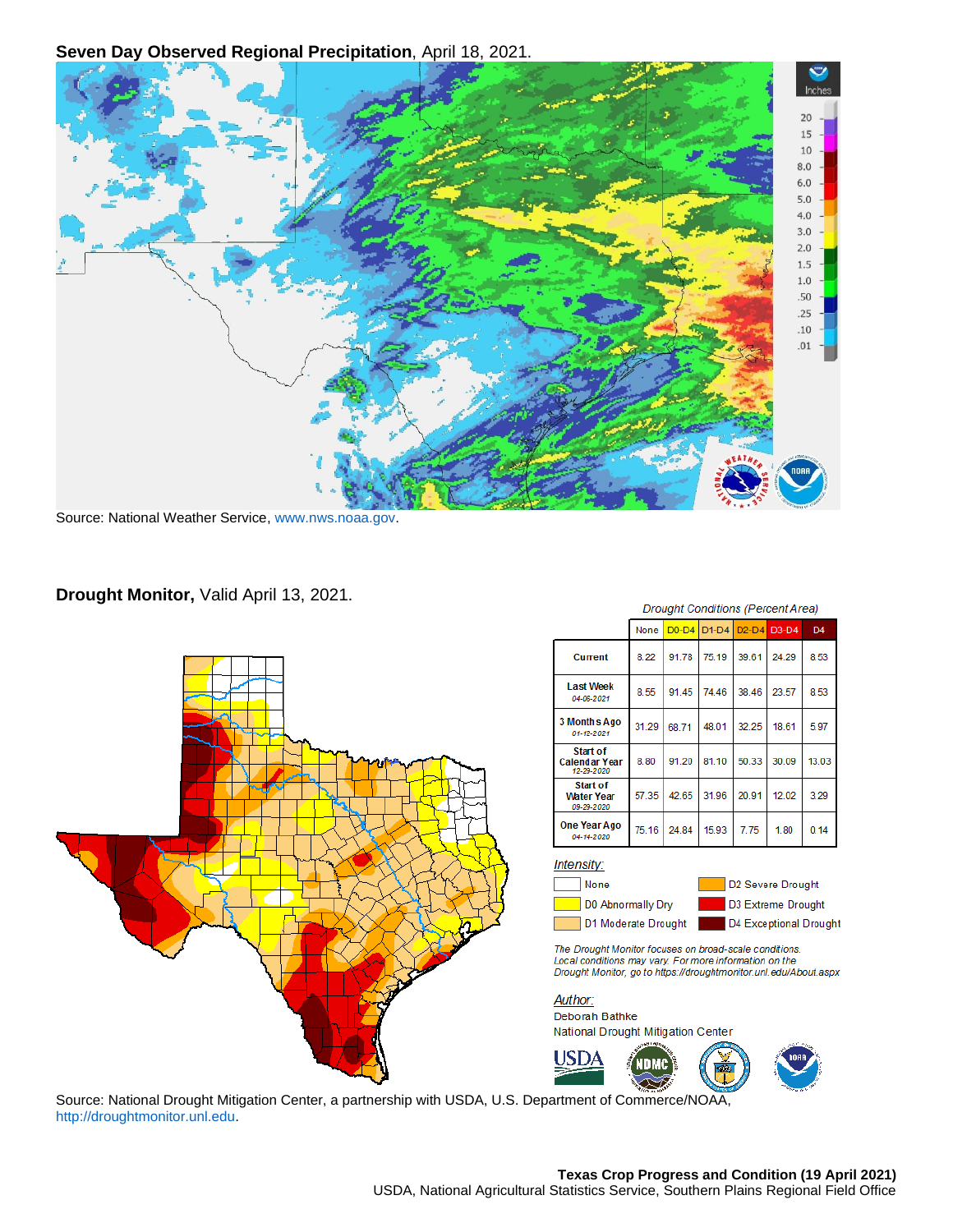**Seven Day Observed Regional Precipitation**, April 18, 2021.

Inches

20
15
10
8.0
6.0
5.0
4.0
3.0
2.0
1.5
1.0
.50
.25
.10
.01

Source: National Weather Service, www.nws.noaa.gov.

**Drought Monitor,** Valid April 13, 2021.

*Drought Conditions (Percent Area)*

| | None | D0-D4 | D1-D4 | D2-D4 | D3-D4 | D4 |
|---|---|---|---|---|---|---|
| Current | 8.22 | 91.78 | 75.19 | 39.61 | 24.29 | 8.53 |
| Last Week 04-06-2021 | 8.55 | 91.45 | 74.46 | 38.46 | 23.57 | 8.53 |
| 3 Months Ago 01-12-2021 | 31.29 | 68.71 | 48.01 | 32.25 | 18.61 | 5.97 |
| Start of Calendar Year 12-29-2020 | 8.80 | 91.20 | 81.10 | 50.33 | 30.09 | 13.03 |
| Start of Water Year 09-29-2020 | 57.35 | 42.65 | 31.96 | 20.91 | 12.02 | 3.29 |
| One Year Ago 04-14-2020 | 75.16 | 24.84 | 15.93 | 7.75 | 1.80 | 0.14 |

*Intensity:*

- None
- D0 Abnormally Dry
- D1 Moderate Drought
- D2 Severe Drought
- D3 Extreme Drought
- D4 Exceptional Drought

*The Drought Monitor focuses on broad-scale conditions. Local conditions may vary. For more information on the Drought Monitor, go to https://droughtmonitor.unl.edu/About.aspx*

*Author:*
Deborah Bathke
National Drought Mitigation Center

Source: National Drought Mitigation Center, a partnership with USDA, U.S. Department of Commerce/NOAA, http://droughtmonitor.unl.edu.